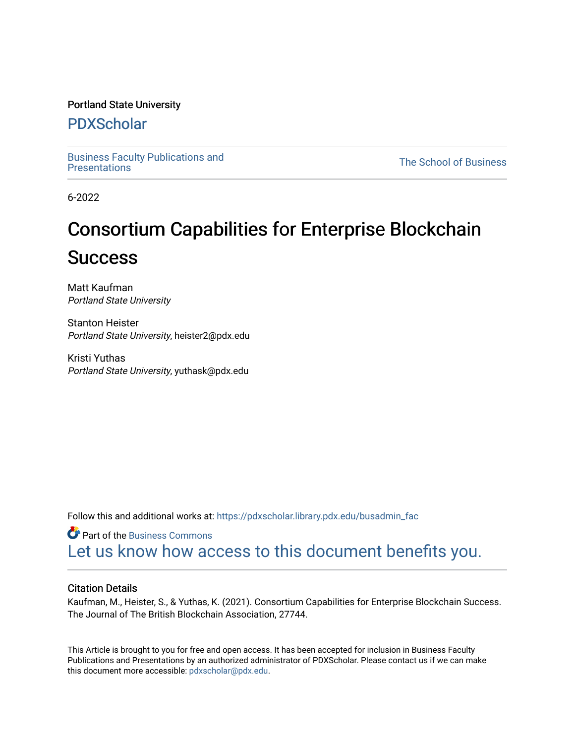Portland State University

## PDXScholar

Business Faculty Publications and Presentations | The School of Business

6-2022

# Consortium Capabilities for Enterprise Blockchain Success

Matt Kaufman
*Portland State University*

Stanton Heister
*Portland State University*, heister2@pdx.edu

Kristi Yuthas
*Portland State University*, yuthask@pdx.edu

Follow this and additional works at: https://pdxscholar.library.pdx.edu/busadmin_fac

Part of the Business Commons

Let us know how access to this document benefits you.

### Citation Details

Kaufman, M., Heister, S., & Yuthas, K. (2021). Consortium Capabilities for Enterprise Blockchain Success. The Journal of The British Blockchain Association, 27744.

This Article is brought to you for free and open access. It has been accepted for inclusion in Business Faculty Publications and Presentations by an authorized administrator of PDXScholar. Please contact us if we can make this document more accessible: pdxscholar@pdx.edu.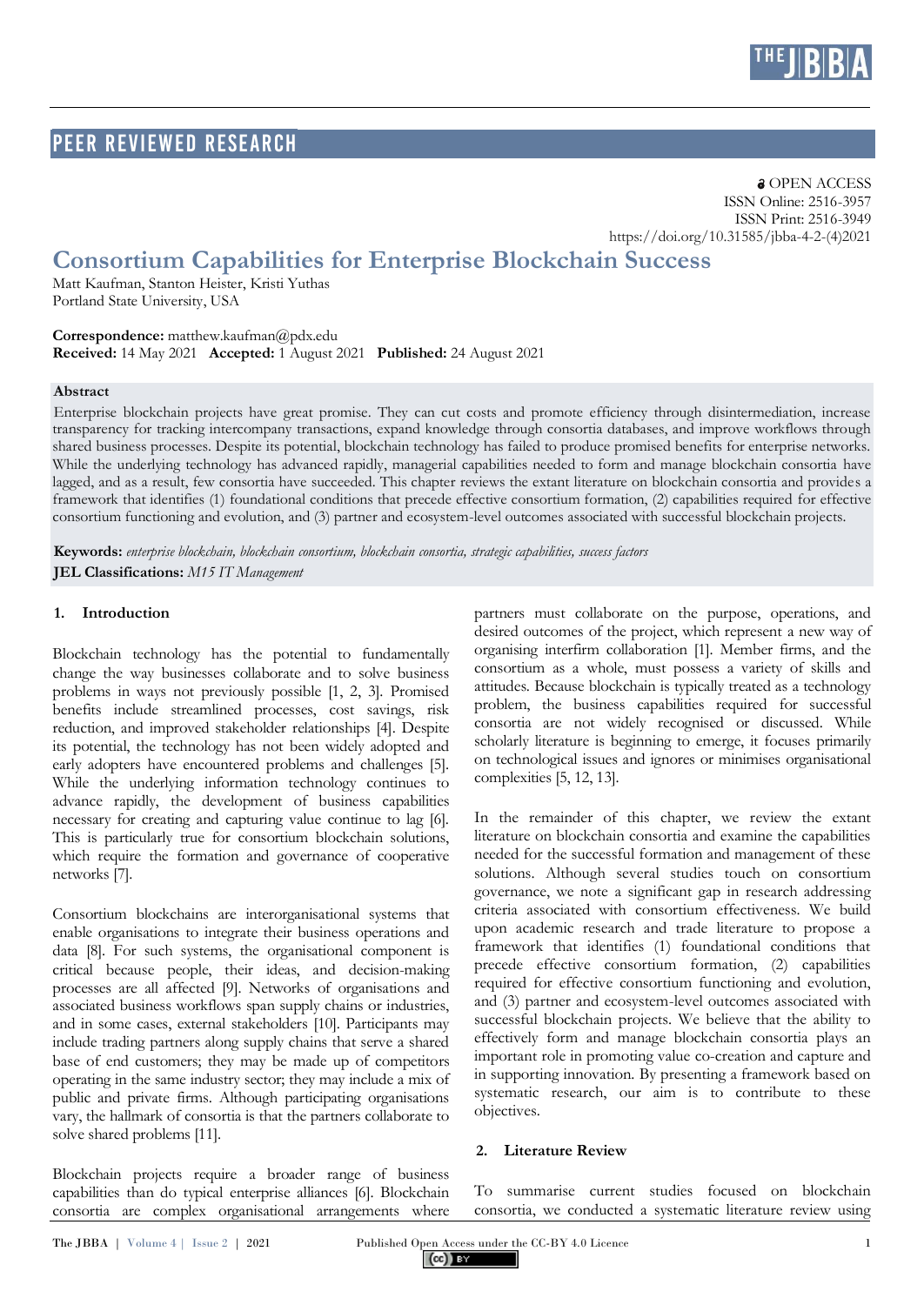PEER REVIEWED RESEARCH

OPEN ACCESS
ISSN Online: 2516-3957
ISSN Print: 2516-3949
https://doi.org/10.31585/jbba-4-2-(4)2021

# Consortium Capabilities for Enterprise Blockchain Success

Matt Kaufman, Stanton Heister, Kristi Yuthas
Portland State University, USA

**Correspondence:** matthew.kaufman@pdx.edu
**Received:** 14 May 2021 **Accepted:** 1 August 2021 **Published:** 24 August 2021

**Abstract**

Enterprise blockchain projects have great promise. They can cut costs and promote efficiency through disintermediation, increase transparency for tracking intercompany transactions, expand knowledge through consortia databases, and improve workflows through shared business processes. Despite its potential, blockchain technology has failed to produce promised benefits for enterprise networks. While the underlying technology has advanced rapidly, managerial capabilities needed to form and manage blockchain consortia have lagged, and as a result, few consortia have succeeded. This chapter reviews the extant literature on blockchain consortia and provides a framework that identifies (1) foundational conditions that precede effective consortium formation, (2) capabilities required for effective consortium functioning and evolution, and (3) partner and ecosystem-level outcomes associated with successful blockchain projects.

**Keywords:** *enterprise blockchain, blockchain consortium, blockchain consortia, strategic capabilities, success factors*
**JEL Classifications:** *M15 IT Management*

## 1. Introduction

Blockchain technology has the potential to fundamentally change the way businesses collaborate and to solve business problems in ways not previously possible [1, 2, 3]. Promised benefits include streamlined processes, cost savings, risk reduction, and improved stakeholder relationships [4]. Despite its potential, the technology has not been widely adopted and early adopters have encountered problems and challenges [5]. While the underlying information technology continues to advance rapidly, the development of business capabilities necessary for creating and capturing value continue to lag [6]. This is particularly true for consortium blockchain solutions, which require the formation and governance of cooperative networks [7].

Consortium blockchains are interorganisational systems that enable organisations to integrate their business operations and data [8]. For such systems, the organisational component is critical because people, their ideas, and decision-making processes are all affected [9]. Networks of organisations and associated business workflows span supply chains or industries, and in some cases, external stakeholders [10]. Participants may include trading partners along supply chains that serve a shared base of end customers; they may be made up of competitors operating in the same industry sector; they may include a mix of public and private firms. Although participating organisations vary, the hallmark of consortia is that the partners collaborate to solve shared problems [11].

Blockchain projects require a broader range of business capabilities than do typical enterprise alliances [6]. Blockchain consortia are complex organisational arrangements where partners must collaborate on the purpose, operations, and desired outcomes of the project, which represent a new way of organising interfirm collaboration [1]. Member firms, and the consortium as a whole, must possess a variety of skills and attitudes. Because blockchain is typically treated as a technology problem, the business capabilities required for successful consortia are not widely recognised or discussed. While scholarly literature is beginning to emerge, it focuses primarily on technological issues and ignores or minimises organisational complexities [5, 12, 13].

In the remainder of this chapter, we review the extant literature on blockchain consortia and examine the capabilities needed for the successful formation and management of these solutions. Although several studies touch on consortium governance, we note a significant gap in research addressing criteria associated with consortium effectiveness. We build upon academic research and trade literature to propose a framework that identifies (1) foundational conditions that precede effective consortium formation, (2) capabilities required for effective consortium functioning and evolution, and (3) partner and ecosystem-level outcomes associated with successful blockchain projects. We believe that the ability to effectively form and manage blockchain consortia plays an important role in promoting value co-creation and capture and in supporting innovation. By presenting a framework based on systematic research, our aim is to contribute to these objectives.

## 2. Literature Review

To summarise current studies focused on blockchain consortia, we conducted a systematic literature review using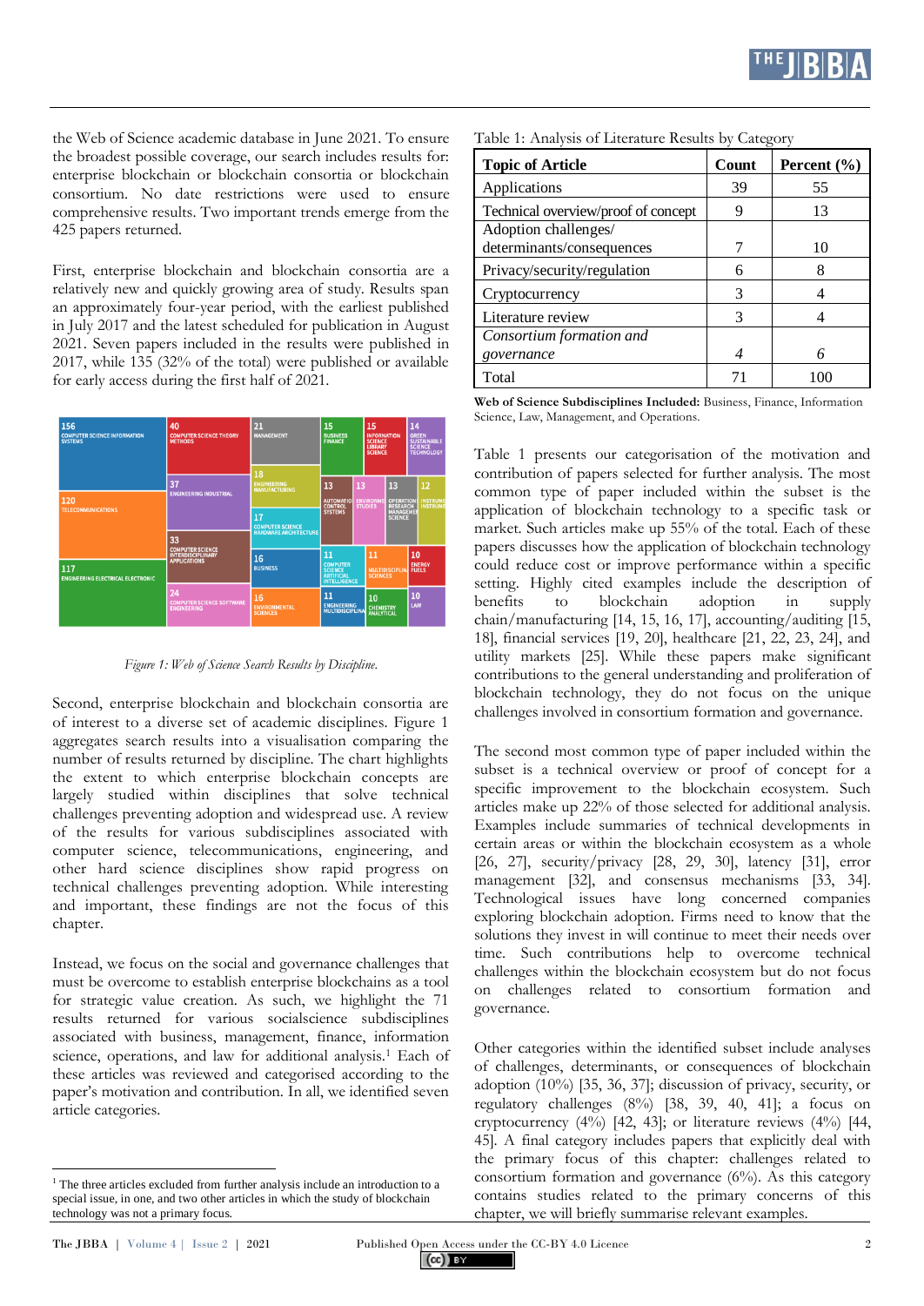the Web of Science academic database in June 2021. To ensure the broadest possible coverage, our search includes results for: enterprise blockchain or blockchain consortia or blockchain consortium. No date restrictions were used to ensure comprehensive results. Two important trends emerge from the 425 papers returned.

First, enterprise blockchain and blockchain consortia are a relatively new and quickly growing area of study. Results span an approximately four-year period, with the earliest published in July 2017 and the latest scheduled for publication in August 2021. Seven papers included in the results were published in 2017, while 135 (32% of the total) were published or available for early access during the first half of 2021.

*Figure 1: Web of Science Search Results by Discipline.*

Second, enterprise blockchain and blockchain consortia are of interest to a diverse set of academic disciplines. Figure 1 aggregates search results into a visualisation comparing the number of results returned by discipline. The chart highlights the extent to which enterprise blockchain concepts are largely studied within disciplines that solve technical challenges preventing adoption and widespread use. A review of the results for various subdisciplines associated with computer science, telecommunications, engineering, and other hard science disciplines show rapid progress on technical challenges preventing adoption. While interesting and important, these findings are not the focus of this chapter.

Instead, we focus on the social and governance challenges that must be overcome to establish enterprise blockchains as a tool for strategic value creation. As such, we highlight the 71 results returned for various socialscience subdisciplines associated with business, management, finance, information science, operations, and law for additional analysis.[1] Each of these articles was reviewed and categorised according to the paper's motivation and contribution. In all, we identified seven article categories.

[1] The three articles excluded from further analysis include an introduction to a special issue, in one, and two other articles in which the study of blockchain technology was not a primary focus.

Table 1: Analysis of Literature Results by Category

| Topic of Article | Count | Percent (%) |
|---|---|---|
| Applications | 39 | 55 |
| Technical overview/proof of concept | 9 | 13 |
| Adoption challenges/ determinants/consequences | 7 | 10 |
| Privacy/security/regulation | 6 | 8 |
| Cryptocurrency | 3 | 4 |
| Literature review | 3 | 4 |
| *Consortium formation and governance* | *4* | *6* |
| Total | 71 | 100 |

**Web of Science Subdisciplines Included:** Business, Finance, Information Science, Law, Management, and Operations.

Table 1 presents our categorisation of the motivation and contribution of papers selected for further analysis. The most common type of paper included within the subset is the application of blockchain technology to a specific task or market. Such articles make up 55% of the total. Each of these papers discusses how the application of blockchain technology could reduce cost or improve performance within a specific setting. Highly cited examples include the description of benefits to blockchain adoption in supply chain/manufacturing [14, 15, 16, 17], accounting/auditing [15, 18], financial services [19, 20], healthcare [21, 22, 23, 24], and utility markets [25]. While these papers make significant contributions to the general understanding and proliferation of blockchain technology, they do not focus on the unique challenges involved in consortium formation and governance.

The second most common type of paper included within the subset is a technical overview or proof of concept for a specific improvement to the blockchain ecosystem. Such articles make up 22% of those selected for additional analysis. Examples include summaries of technical developments in certain areas or within the blockchain ecosystem as a whole [26, 27], security/privacy [28, 29, 30], latency [31], error management [32], and consensus mechanisms [33, 34]. Technological issues have long concerned companies exploring blockchain adoption. Firms need to know that the solutions they invest in will continue to meet their needs over time. Such contributions help to overcome technical challenges within the blockchain ecosystem but do not focus on challenges related to consortium formation and governance.

Other categories within the identified subset include analyses of challenges, determinants, or consequences of blockchain adoption (10%) [35, 36, 37]; discussion of privacy, security, or regulatory challenges (8%) [38, 39, 40, 41]; a focus on cryptocurrency (4%) [42, 43]; or literature reviews (4%) [44, 45]. A final category includes papers that explicitly deal with the primary focus of this chapter: challenges related to consortium formation and governance (6%). As this category contains studies related to the primary concerns of this chapter, we will briefly summarise relevant examples.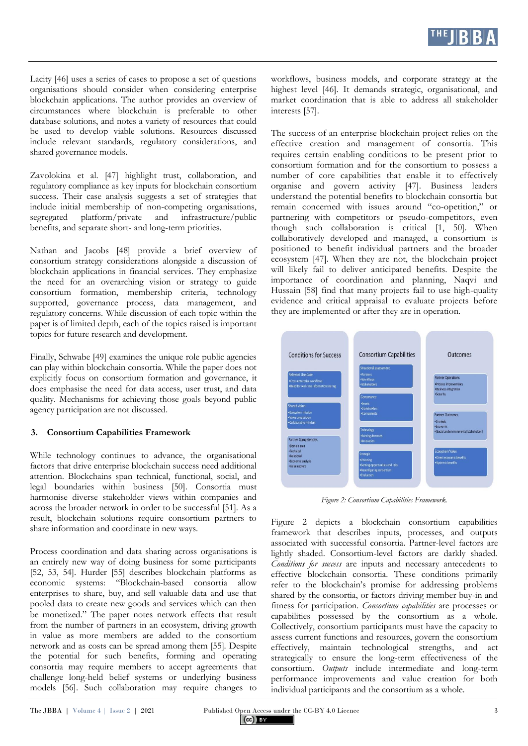Lacity [46] uses a series of cases to propose a set of questions organisations should consider when considering enterprise blockchain applications. The author provides an overview of circumstances where blockchain is preferable to other database solutions, and notes a variety of resources that could be used to develop viable solutions. Resources discussed include relevant standards, regulatory considerations, and shared governance models.

Zavolokina et al. [47] highlight trust, collaboration, and regulatory compliance as key inputs for blockchain consortium success. Their case analysis suggests a set of strategies that include initial membership of non-competing organisations, segregated platform/private and infrastructure/public benefits, and separate short- and long-term priorities.

Nathan and Jacobs [48] provide a brief overview of consortium strategy considerations alongside a discussion of blockchain applications in financial services. They emphasize the need for an overarching vision or strategy to guide consortium formation, membership criteria, technology supported, governance process, data management, and regulatory concerns. While discussion of each topic within the paper is of limited depth, each of the topics raised is important topics for future research and development.

Finally, Schwabe [49] examines the unique role public agencies can play within blockchain consortia. While the paper does not explicitly focus on consortium formation and governance, it does emphasise the need for data access, user trust, and data quality. Mechanisms for achieving those goals beyond public agency participation are not discussed.

## 3. Consortium Capabilities Framework

While technology continues to advance, the organisational factors that drive enterprise blockchain success need additional attention. Blockchains span technical, functional, social, and legal boundaries within business [50]. Consortia must harmonise diverse stakeholder views within companies and across the broader network in order to be successful [51]. As a result, blockchain solutions require consortium partners to share information and coordinate in new ways.

Process coordination and data sharing across organisations is an entirely new way of doing business for some participants [52, 53, 54]. Hurder [55] describes blockchain platforms as economic systems: "Blockchain-based consortia allow enterprises to share, buy, and sell valuable data and use that pooled data to create new goods and services which can then be monetized." The paper notes network effects that result from the number of partners in an ecosystem, driving growth in value as more members are added to the consortium network and as costs can be spread among them [55]. Despite the potential for such benefits, forming and operating consortia may require members to accept agreements that challenge long-held belief systems or underlying business models [56]. Such collaboration may require changes to workflows, business models, and corporate strategy at the highest level [46]. It demands strategic, organisational, and market coordination that is able to address all stakeholder interests [57].

The success of an enterprise blockchain project relies on the effective creation and management of consortia. This requires certain enabling conditions to be present prior to consortium formation and for the consortium to possess a number of core capabilities that enable it to effectively organise and govern activity [47]. Business leaders understand the potential benefits to blockchain consortia but remain concerned with issues around "co-opetition," or partnering with competitors or pseudo-competitors, even though such collaboration is critical [1, 50]. When collaboratively developed and managed, a consortium is positioned to benefit individual partners and the broader ecosystem [47]. When they are not, the blockchain project will likely fail to deliver anticipated benefits. Despite the importance of coordination and planning, Naqvi and Hussain [58] find that many projects fail to use high-quality evidence and critical appraisal to evaluate projects before they are implemented or after they are in operation.

| Conditions for Success | Consortium Capabilities | Outcomes |
| --- | --- | --- |
| Relevant Use Case: •Cross enterprise workflows •Need for real-time information sharing | Situational assessment: •Partners •Workflows •Stakeholders | Partner Operations: •Process improvements •Business integration •Security |
| Shared vision: •Ecosystem mission •Value proposition •Collaborative mindset | Governance: •Levels •Stakeholders •Components | Partner Outcomes: •Strategic •Economic •(Social and environmental stakeholder) |
| Partner Competencies: •Domain area •Technical •Relational •Economic analysis •Value capture | Technology: •Existing demands •Innovation | Ecosystem Value: •Direct economic benefits •Systemic benefits |
| | Strategic: •Visioning •Sensing opportunities and risks •Reconfiguring consortium •Evaluation | |

*Figure 2: Consortium Capabilities Framework.*

Figure 2 depicts a blockchain consortium capabilities framework that describes inputs, processes, and outputs associated with successful consortia. Partner-level factors are lightly shaded. Consortium-level factors are darkly shaded. *Conditions for success* are inputs and necessary antecedents to effective blockchain consortia. These conditions primarily refer to the blockchain's promise for addressing problems shared by the consortia, or factors driving member buy-in and fitness for participation. *Consortium capabilities* are processes or capabilities possessed by the consortium as a whole. Collectively, consortium participants must have the capacity to assess current functions and resources, govern the consortium effectively, maintain technological strengths, and act strategically to ensure the long-term effectiveness of the consortium. *Outputs* include intermediate and long-term performance improvements and value creation for both individual participants and the consortium as a whole.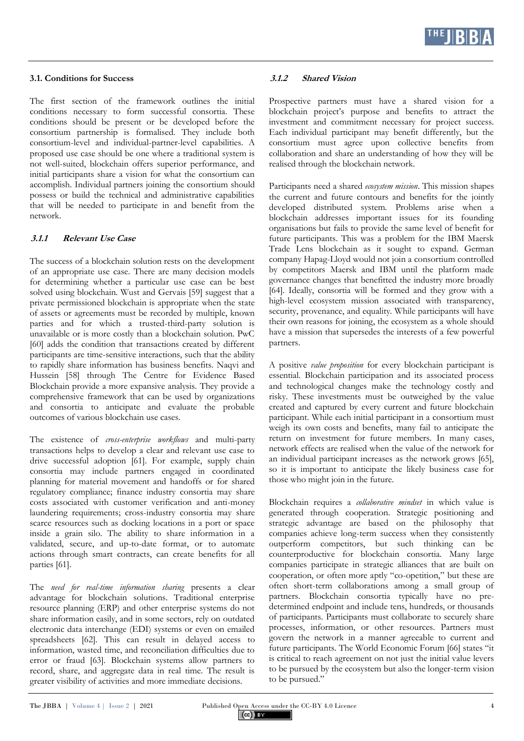### 3.1. Conditions for Success

The first section of the framework outlines the initial conditions necessary to form successful consortia. These conditions should be present or be developed before the consortium partnership is formalised. They include both consortium-level and individual-partner-level capabilities. A proposed use case should be one where a traditional system is not well-suited, blockchain offers superior performance, and initial participants share a vision for what the consortium can accomplish. Individual partners joining the consortium should possess or build the technical and administrative capabilities that will be needed to participate in and benefit from the network.

#### 3.1.1 Relevant Use Case

The success of a blockchain solution rests on the development of an appropriate use case. There are many decision models for determining whether a particular use case can be best solved using blockchain. Wust and Gervais [59] suggest that a private permissioned blockchain is appropriate when the state of assets or agreements must be recorded by multiple, known parties and for which a trusted-third-party solution is unavailable or is more costly than a blockchain solution. PwC [60] adds the condition that transactions created by different participants are time-sensitive interactions, such that the ability to rapidly share information has business benefits. Naqvi and Hussein [58] through The Centre for Evidence Based Blockchain provide a more expansive analysis. They provide a comprehensive framework that can be used by organizations and consortia to anticipate and evaluate the probable outcomes of various blockchain use cases.

The existence of *cross-enterprise workflows* and multi-party transactions helps to develop a clear and relevant use case to drive successful adoption [61]. For example, supply chain consortia may include partners engaged in coordinated planning for material movement and handoffs or for shared regulatory compliance; finance industry consortia may share costs associated with customer verification and anti-money laundering requirements; cross-industry consortia may share scarce resources such as docking locations in a port or space inside a grain silo. The ability to share information in a validated, secure, and up-to-date format, or to automate actions through smart contracts, can create benefits for all parties [61].

The *need for real-time information sharing* presents a clear advantage for blockchain solutions. Traditional enterprise resource planning (ERP) and other enterprise systems do not share information easily, and in some sectors, rely on outdated electronic data interchange (EDI) systems or even on emailed spreadsheets [62]. This can result in delayed access to information, wasted time, and reconciliation difficulties due to error or fraud [63]. Blockchain systems allow partners to record, share, and aggregate data in real time. The result is greater visibility of activities and more immediate decisions.

#### 3.1.2 Shared Vision

Prospective partners must have a shared vision for a blockchain project's purpose and benefits to attract the investment and commitment necessary for project success. Each individual participant may benefit differently, but the consortium must agree upon collective benefits from collaboration and share an understanding of how they will be realised through the blockchain network.

Participants need a shared *ecosystem mission*. This mission shapes the current and future contours and benefits for the jointly developed distributed system. Problems arise when a blockchain addresses important issues for its founding organisations but fails to provide the same level of benefit for future participants. This was a problem for the IBM Maersk Trade Lens blockchain as it sought to expand. German company Hapag-Lloyd would not join a consortium controlled by competitors Maersk and IBM until the platform made governance changes that benefitted the industry more broadly [64]. Ideally, consortia will be formed and they grow with a high-level ecosystem mission associated with transparency, security, provenance, and equality. While participants will have their own reasons for joining, the ecosystem as a whole should have a mission that supersedes the interests of a few powerful partners.

A positive *value proposition* for every blockchain participant is essential. Blockchain participation and its associated process and technological changes make the technology costly and risky. These investments must be outweighed by the value created and captured by every current and future blockchain participant. While each initial participant in a consortium must weigh its own costs and benefits, many fail to anticipate the return on investment for future members. In many cases, network effects are realised when the value of the network for an individual participant increases as the network grows [65], so it is important to anticipate the likely business case for those who might join in the future.

Blockchain requires a *collaborative mindset* in which value is generated through cooperation. Strategic positioning and strategic advantage are based on the philosophy that companies achieve long-term success when they consistently outperform competitors, but such thinking can be counterproductive for blockchain consortia. Many large companies participate in strategic alliances that are built on cooperation, or often more aptly "co-opetition," but these are often short-term collaborations among a small group of partners. Blockchain consortia typically have no pre-determined endpoint and include tens, hundreds, or thousands of participants. Participants must collaborate to securely share processes, information, or other resources. Partners must govern the network in a manner agreeable to current and future participants. The World Economic Forum [66] states "it is critical to reach agreement on not just the initial value levers to be pursued by the ecosystem but also the longer-term vision to be pursued."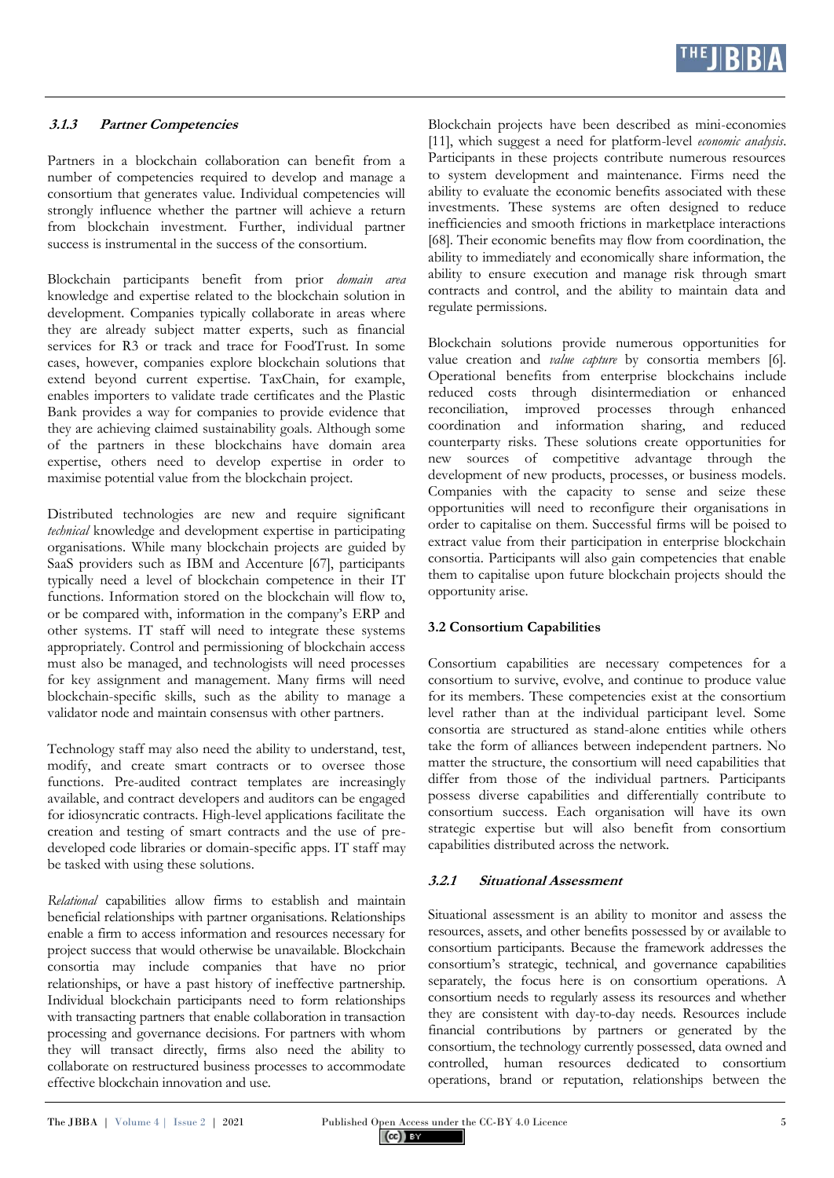#### 3.1.3 Partner Competencies

Partners in a blockchain collaboration can benefit from a number of competencies required to develop and manage a consortium that generates value. Individual competencies will strongly influence whether the partner will achieve a return from blockchain investment. Further, individual partner success is instrumental in the success of the consortium.

Blockchain participants benefit from prior *domain area* knowledge and expertise related to the blockchain solution in development. Companies typically collaborate in areas where they are already subject matter experts, such as financial services for R3 or track and trace for FoodTrust. In some cases, however, companies explore blockchain solutions that extend beyond current expertise. TaxChain, for example, enables importers to validate trade certificates and the Plastic Bank provides a way for companies to provide evidence that they are achieving claimed sustainability goals. Although some of the partners in these blockchains have domain area expertise, others need to develop expertise in order to maximise potential value from the blockchain project.

Distributed technologies are new and require significant *technical* knowledge and development expertise in participating organisations. While many blockchain projects are guided by SaaS providers such as IBM and Accenture [67], participants typically need a level of blockchain competence in their IT functions. Information stored on the blockchain will flow to, or be compared with, information in the company's ERP and other systems. IT staff will need to integrate these systems appropriately. Control and permissioning of blockchain access must also be managed, and technologists will need processes for key assignment and management. Many firms will need blockchain-specific skills, such as the ability to manage a validator node and maintain consensus with other partners.

Technology staff may also need the ability to understand, test, modify, and create smart contracts or to oversee those functions. Pre-audited contract templates are increasingly available, and contract developers and auditors can be engaged for idiosyncratic contracts. High-level applications facilitate the creation and testing of smart contracts and the use of pre-developed code libraries or domain-specific apps. IT staff may be tasked with using these solutions.

*Relational* capabilities allow firms to establish and maintain beneficial relationships with partner organisations. Relationships enable a firm to access information and resources necessary for project success that would otherwise be unavailable. Blockchain consortia may include companies that have no prior relationships, or have a past history of ineffective partnership. Individual blockchain participants need to form relationships with transacting partners that enable collaboration in transaction processing and governance decisions. For partners with whom they will transact directly, firms also need the ability to collaborate on restructured business processes to accommodate effective blockchain innovation and use.

Blockchain projects have been described as mini-economies [11], which suggest a need for platform-level *economic analysis*. Participants in these projects contribute numerous resources to system development and maintenance. Firms need the ability to evaluate the economic benefits associated with these investments. These systems are often designed to reduce inefficiencies and smooth frictions in marketplace interactions [68]. Their economic benefits may flow from coordination, the ability to immediately and economically share information, the ability to ensure execution and manage risk through smart contracts and control, and the ability to maintain data and regulate permissions.

Blockchain solutions provide numerous opportunities for value creation and *value capture* by consortia members [6]. Operational benefits from enterprise blockchains include reduced costs through disintermediation or enhanced reconciliation, improved processes through enhanced coordination and information sharing, and reduced counterparty risks. These solutions create opportunities for new sources of competitive advantage through the development of new products, processes, or business models. Companies with the capacity to sense and seize these opportunities will need to reconfigure their organisations in order to capitalise on them. Successful firms will be poised to extract value from their participation in enterprise blockchain consortia. Participants will also gain competencies that enable them to capitalise upon future blockchain projects should the opportunity arise.

### 3.2 Consortium Capabilities

Consortium capabilities are necessary competences for a consortium to survive, evolve, and continue to produce value for its members. These competencies exist at the consortium level rather than at the individual participant level. Some consortia are structured as stand-alone entities while others take the form of alliances between independent partners. No matter the structure, the consortium will need capabilities that differ from those of the individual partners. Participants possess diverse capabilities and differentially contribute to consortium success. Each organisation will have its own strategic expertise but will also benefit from consortium capabilities distributed across the network.

#### 3.2.1 Situational Assessment

Situational assessment is an ability to monitor and assess the resources, assets, and other benefits possessed by or available to consortium participants. Because the framework addresses the consortium's strategic, technical, and governance capabilities separately, the focus here is on consortium operations. A consortium needs to regularly assess its resources and whether they are consistent with day-to-day needs. Resources include financial contributions by partners or generated by the consortium, the technology currently possessed, data owned and controlled, human resources dedicated to consortium operations, brand or reputation, relationships between the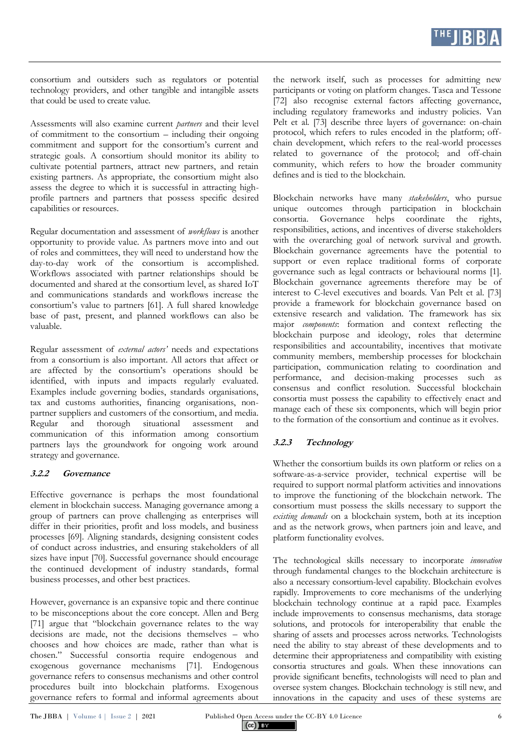consortium and outsiders such as regulators or potential technology providers, and other tangible and intangible assets that could be used to create value.

Assessments will also examine current *partners* and their level of commitment to the consortium – including their ongoing commitment and support for the consortium's current and strategic goals. A consortium should monitor its ability to cultivate potential partners, attract new partners, and retain existing partners. As appropriate, the consortium might also assess the degree to which it is successful in attracting high-profile partners and partners that possess specific desired capabilities or resources.

Regular documentation and assessment of *workflows* is another opportunity to provide value. As partners move into and out of roles and committees, they will need to understand how the day-to-day work of the consortium is accomplished. Workflows associated with partner relationships should be documented and shared at the consortium level, as shared IoT and communications standards and workflows increase the consortium's value to partners [61]. A full shared knowledge base of past, present, and planned workflows can also be valuable.

Regular assessment of *external actors'* needs and expectations from a consortium is also important. All actors that affect or are affected by the consortium's operations should be identified, with inputs and impacts regularly evaluated. Examples include governing bodies, standards organisations, tax and customs authorities, financing organisations, non-partner suppliers and customers of the consortium, and media. Regular and thorough situational assessment and communication of this information among consortium partners lays the groundwork for ongoing work around strategy and governance.

### 3.2.2 Governance

Effective governance is perhaps the most foundational element in blockchain success. Managing governance among a group of partners can prove challenging as enterprises will differ in their priorities, profit and loss models, and business processes [69]. Aligning standards, designing consistent codes of conduct across industries, and ensuring stakeholders of all sizes have input [70]. Successful governance should encourage the continued development of industry standards, formal business processes, and other best practices.

However, governance is an expansive topic and there continue to be misconceptions about the core concept. Allen and Berg [71] argue that "blockchain governance relates to the way decisions are made, not the decisions themselves – who chooses and how choices are made, rather than what is chosen." Successful consortia require endogenous and exogenous governance mechanisms [71]. Endogenous governance refers to consensus mechanisms and other control procedures built into blockchain platforms. Exogenous governance refers to formal and informal agreements about the network itself, such as processes for admitting new participants or voting on platform changes. Tasca and Tessone [72] also recognise external factors affecting governance, including regulatory frameworks and industry policies. Van Pelt et al. [73] describe three layers of governance: on-chain protocol, which refers to rules encoded in the platform; off-chain development, which refers to the real-world processes related to governance of the protocol; and off-chain community, which refers to how the broader community defines and is tied to the blockchain.

Blockchain networks have many *stakeholders*, who pursue unique outcomes through participation in blockchain consortia. Governance helps coordinate the rights, responsibilities, actions, and incentives of diverse stakeholders with the overarching goal of network survival and growth. Blockchain governance agreements have the potential to support or even replace traditional forms of corporate governance such as legal contracts or behavioural norms [1]. Blockchain governance agreements therefore may be of interest to C-level executives and boards. Van Pelt et al. [73] provide a framework for blockchain governance based on extensive research and validation. The framework has six major *components*: formation and context reflecting the blockchain purpose and ideology, roles that determine responsibilities and accountability, incentives that motivate community members, membership processes for blockchain participation, communication relating to coordination and performance, and decision-making processes such as consensus and conflict resolution. Successful blockchain consortia must possess the capability to effectively enact and manage each of these six components, which will begin prior to the formation of the consortium and continue as it evolves.

### 3.2.3 Technology

Whether the consortium builds its own platform or relies on a software-as-a-service provider, technical expertise will be required to support normal platform activities and innovations to improve the functioning of the blockchain network. The consortium must possess the skills necessary to support the *existing demands* on a blockchain system, both at its inception and as the network grows, when partners join and leave, and platform functionality evolves.

The technological skills necessary to incorporate *innovation* through fundamental changes to the blockchain architecture is also a necessary consortium-level capability. Blockchain evolves rapidly. Improvements to core mechanisms of the underlying blockchain technology continue at a rapid pace. Examples include improvements to consensus mechanisms, data storage solutions, and protocols for interoperability that enable the sharing of assets and processes across networks. Technologists need the ability to stay abreast of these developments and to determine their appropriateness and compatibility with existing consortia structures and goals. When these innovations can provide significant benefits, technologists will need to plan and oversee system changes. Blockchain technology is still new, and innovations in the capacity and uses of these systems are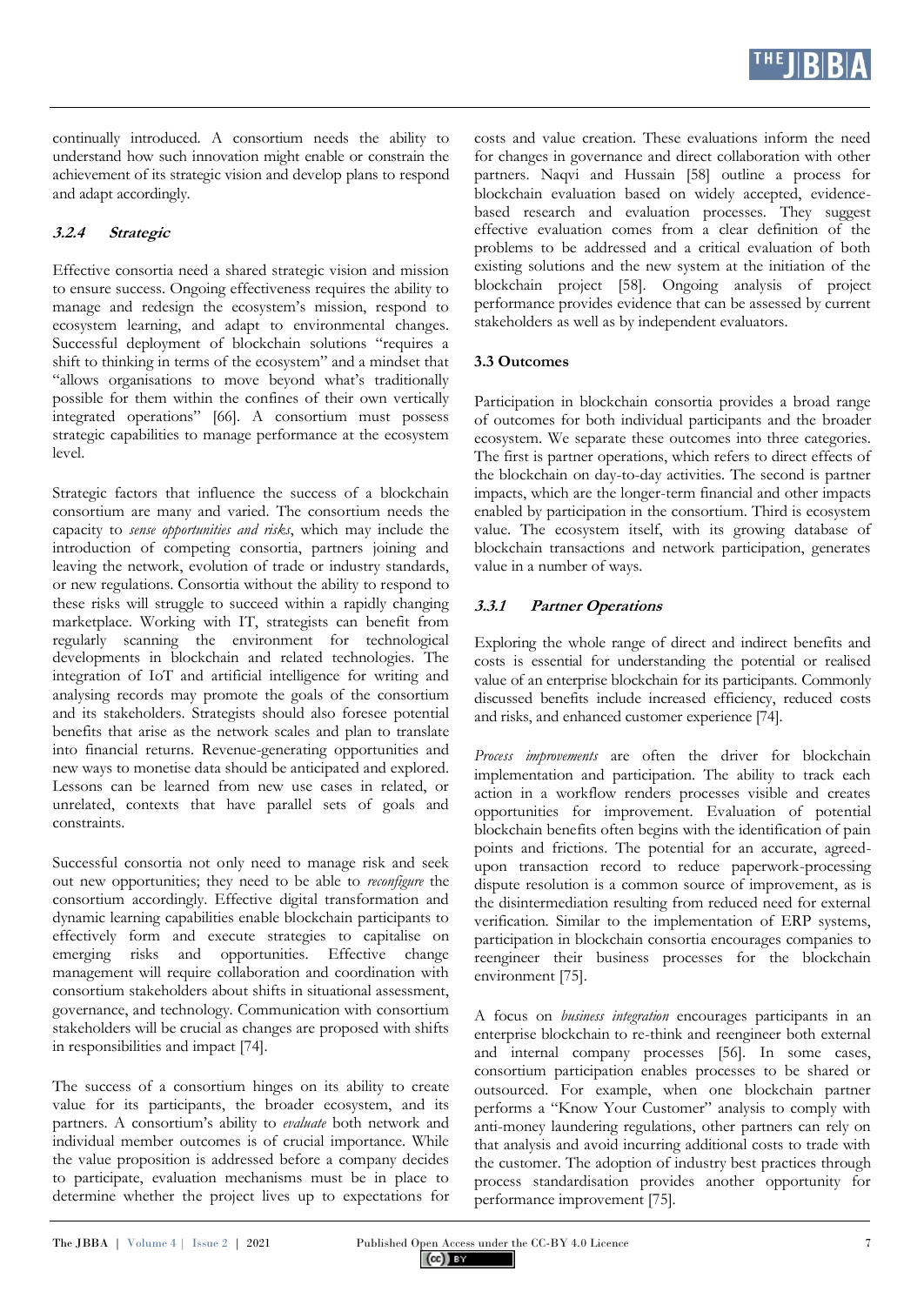continually introduced. A consortium needs the ability to understand how such innovation might enable or constrain the achievement of its strategic vision and develop plans to respond and adapt accordingly.

#### 3.2.4 Strategic

Effective consortia need a shared strategic vision and mission to ensure success. Ongoing effectiveness requires the ability to manage and redesign the ecosystem's mission, respond to ecosystem learning, and adapt to environmental changes. Successful deployment of blockchain solutions "requires a shift to thinking in terms of the ecosystem" and a mindset that "allows organisations to move beyond what's traditionally possible for them within the confines of their own vertically integrated operations" [66]. A consortium must possess strategic capabilities to manage performance at the ecosystem level.

Strategic factors that influence the success of a blockchain consortium are many and varied. The consortium needs the capacity to *sense opportunities and risks*, which may include the introduction of competing consortia, partners joining and leaving the network, evolution of trade or industry standards, or new regulations. Consortia without the ability to respond to these risks will struggle to succeed within a rapidly changing marketplace. Working with IT, strategists can benefit from regularly scanning the environment for technological developments in blockchain and related technologies. The integration of IoT and artificial intelligence for writing and analysing records may promote the goals of the consortium and its stakeholders. Strategists should also foresee potential benefits that arise as the network scales and plan to translate into financial returns. Revenue-generating opportunities and new ways to monetise data should be anticipated and explored. Lessons can be learned from new use cases in related, or unrelated, contexts that have parallel sets of goals and constraints.

Successful consortia not only need to manage risk and seek out new opportunities; they need to be able to *reconfigure* the consortium accordingly. Effective digital transformation and dynamic learning capabilities enable blockchain participants to effectively form and execute strategies to capitalise on emerging risks and opportunities. Effective change management will require collaboration and coordination with consortium stakeholders about shifts in situational assessment, governance, and technology. Communication with consortium stakeholders will be crucial as changes are proposed with shifts in responsibilities and impact [74].

The success of a consortium hinges on its ability to create value for its participants, the broader ecosystem, and its partners. A consortium's ability to *evaluate* both network and individual member outcomes is of crucial importance. While the value proposition is addressed before a company decides to participate, evaluation mechanisms must be in place to determine whether the project lives up to expectations for costs and value creation. These evaluations inform the need for changes in governance and direct collaboration with other partners. Naqvi and Hussain [58] outline a process for blockchain evaluation based on widely accepted, evidence-based research and evaluation processes. They suggest effective evaluation comes from a clear definition of the problems to be addressed and a critical evaluation of both existing solutions and the new system at the initiation of the blockchain project [58]. Ongoing analysis of project performance provides evidence that can be assessed by current stakeholders as well as by independent evaluators.

### 3.3 Outcomes

Participation in blockchain consortia provides a broad range of outcomes for both individual participants and the broader ecosystem. We separate these outcomes into three categories. The first is partner operations, which refers to direct effects of the blockchain on day-to-day activities. The second is partner impacts, which are the longer-term financial and other impacts enabled by participation in the consortium. Third is ecosystem value. The ecosystem itself, with its growing database of blockchain transactions and network participation, generates value in a number of ways.

#### 3.3.1 Partner Operations

Exploring the whole range of direct and indirect benefits and costs is essential for understanding the potential or realised value of an enterprise blockchain for its participants. Commonly discussed benefits include increased efficiency, reduced costs and risks, and enhanced customer experience [74].

*Process improvements* are often the driver for blockchain implementation and participation. The ability to track each action in a workflow renders processes visible and creates opportunities for improvement. Evaluation of potential blockchain benefits often begins with the identification of pain points and frictions. The potential for an accurate, agreed-upon transaction record to reduce paperwork-processing dispute resolution is a common source of improvement, as is the disintermediation resulting from reduced need for external verification. Similar to the implementation of ERP systems, participation in blockchain consortia encourages companies to reengineer their business processes for the blockchain environment [75].

A focus on *business integration* encourages participants in an enterprise blockchain to re-think and reengineer both external and internal company processes [56]. In some cases, consortium participation enables processes to be shared or outsourced. For example, when one blockchain partner performs a "Know Your Customer" analysis to comply with anti-money laundering regulations, other partners can rely on that analysis and avoid incurring additional costs to trade with the customer. The adoption of industry best practices through process standardisation provides another opportunity for performance improvement [75].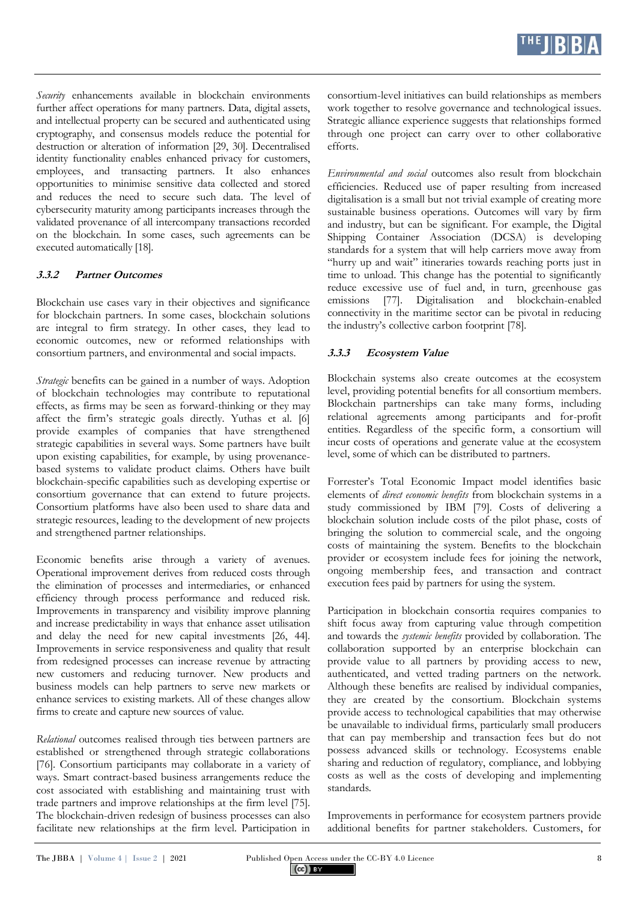*Security* enhancements available in blockchain environments further affect operations for many partners. Data, digital assets, and intellectual property can be secured and authenticated using cryptography, and consensus models reduce the potential for destruction or alteration of information [29, 30]. Decentralised identity functionality enables enhanced privacy for customers, employees, and transacting partners. It also enhances opportunities to minimise sensitive data collected and stored and reduces the need to secure such data. The level of cybersecurity maturity among participants increases through the validated provenance of all intercompany transactions recorded on the blockchain. In some cases, such agreements can be executed automatically [18].

#### 3.3.2 Partner Outcomes

Blockchain use cases vary in their objectives and significance for blockchain partners. In some cases, blockchain solutions are integral to firm strategy. In other cases, they lead to economic outcomes, new or reformed relationships with consortium partners, and environmental and social impacts.

*Strategic* benefits can be gained in a number of ways. Adoption of blockchain technologies may contribute to reputational effects, as firms may be seen as forward-thinking or they may affect the firm's strategic goals directly. Yuthas et al. [6] provide examples of companies that have strengthened strategic capabilities in several ways. Some partners have built upon existing capabilities, for example, by using provenance-based systems to validate product claims. Others have built blockchain-specific capabilities such as developing expertise or consortium governance that can extend to future projects. Consortium platforms have also been used to share data and strategic resources, leading to the development of new projects and strengthened partner relationships.

Economic benefits arise through a variety of avenues. Operational improvement derives from reduced costs through the elimination of processes and intermediaries, or enhanced efficiency through process performance and reduced risk. Improvements in transparency and visibility improve planning and increase predictability in ways that enhance asset utilisation and delay the need for new capital investments [26, 44]. Improvements in service responsiveness and quality that result from redesigned processes can increase revenue by attracting new customers and reducing turnover. New products and business models can help partners to serve new markets or enhance services to existing markets. All of these changes allow firms to create and capture new sources of value.

*Relational* outcomes realised through ties between partners are established or strengthened through strategic collaborations [76]. Consortium participants may collaborate in a variety of ways. Smart contract-based business arrangements reduce the cost associated with establishing and maintaining trust with trade partners and improve relationships at the firm level [75]. The blockchain-driven redesign of business processes can also facilitate new relationships at the firm level. Participation in consortium-level initiatives can build relationships as members work together to resolve governance and technological issues. Strategic alliance experience suggests that relationships formed through one project can carry over to other collaborative efforts.

*Environmental and social* outcomes also result from blockchain efficiencies. Reduced use of paper resulting from increased digitalisation is a small but not trivial example of creating more sustainable business operations. Outcomes will vary by firm and industry, but can be significant. For example, the Digital Shipping Container Association (DCSA) is developing standards for a system that will help carriers move away from "hurry up and wait" itineraries towards reaching ports just in time to unload. This change has the potential to significantly reduce excessive use of fuel and, in turn, greenhouse gas emissions [77]. Digitalisation and blockchain-enabled connectivity in the maritime sector can be pivotal in reducing the industry's collective carbon footprint [78].

#### 3.3.3 Ecosystem Value

Blockchain systems also create outcomes at the ecosystem level, providing potential benefits for all consortium members. Blockchain partnerships can take many forms, including relational agreements among participants and for-profit entities. Regardless of the specific form, a consortium will incur costs of operations and generate value at the ecosystem level, some of which can be distributed to partners.

Forrester's Total Economic Impact model identifies basic elements of *direct economic benefits* from blockchain systems in a study commissioned by IBM [79]. Costs of delivering a blockchain solution include costs of the pilot phase, costs of bringing the solution to commercial scale, and the ongoing costs of maintaining the system. Benefits to the blockchain provider or ecosystem include fees for joining the network, ongoing membership fees, and transaction and contract execution fees paid by partners for using the system.

Participation in blockchain consortia requires companies to shift focus away from capturing value through competition and towards the *systemic benefits* provided by collaboration. The collaboration supported by an enterprise blockchain can provide value to all partners by providing access to new, authenticated, and vetted trading partners on the network. Although these benefits are realised by individual companies, they are created by the consortium. Blockchain systems provide access to technological capabilities that may otherwise be unavailable to individual firms, particularly small producers that can pay membership and transaction fees but do not possess advanced skills or technology. Ecosystems enable sharing and reduction of regulatory, compliance, and lobbying costs as well as the costs of developing and implementing standards.

Improvements in performance for ecosystem partners provide additional benefits for partner stakeholders. Customers, for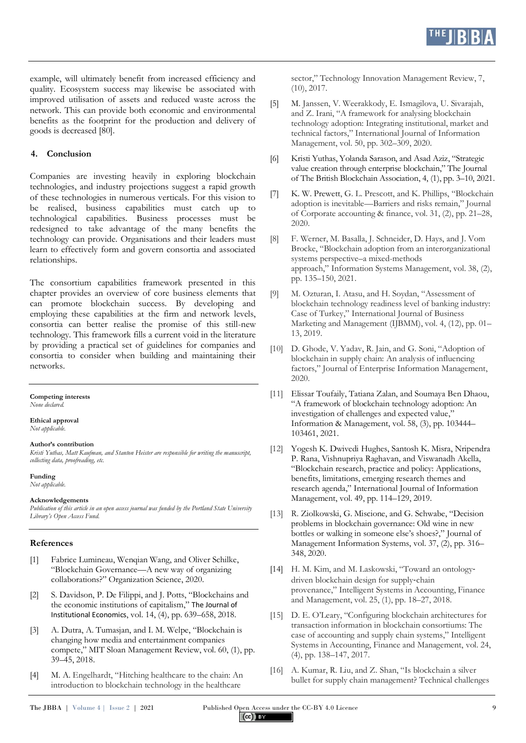example, will ultimately benefit from increased efficiency and quality. Ecosystem success may likewise be associated with improved utilisation of assets and reduced waste across the network. This can provide both economic and environmental benefits as the footprint for the production and delivery of goods is decreased [80].

## 4. Conclusion

Companies are investing heavily in exploring blockchain technologies, and industry projections suggest a rapid growth of these technologies in numerous verticals. For this vision to be realised, business capabilities must catch up to technological capabilities. Business processes must be redesigned to take advantage of the many benefits the technology can provide. Organisations and their leaders must learn to effectively form and govern consortia and associated relationships.

The consortium capabilities framework presented in this chapter provides an overview of core business elements that can promote blockchain success. By developing and employing these capabilities at the firm and network levels, consortia can better realise the promise of this still-new technology. This framework fills a current void in the literature by providing a practical set of guidelines for companies and consortia to consider when building and maintaining their networks.

**Competing interests**
*None declared.*

**Ethical approval**
*Not applicable.*

**Author's contribution**
*Kristi Yuthas, Matt Kaufman, and Stanton Heister are responsible for writing the manuscript, collecting data, proofreading, etc.*

**Funding**
*Not applicable.*

**Acknowledgements**
*Publication of this article in an open access journal was funded by the Portland State University Library's Open Access Fund.*

## References

[1] Fabrice Lumineau, Wenqian Wang, and Oliver Schilke, "Blockchain Governance—A new way of organizing collaborations?" Organization Science, 2020.

[2] S. Davidson, P. De Filippi, and J. Potts, "Blockchains and the economic institutions of capitalism," The Journal of Institutional Economics, vol. 14, (4), pp. 639–658, 2018.

[3] A. Dutra, A. Tumasjan, and I. M. Welpe, "Blockchain is changing how media and entertainment companies compete," MIT Sloan Management Review, vol. 60, (1), pp. 39–45, 2018.

[4] M. A. Engelhardt, "Hitching healthcare to the chain: An introduction to blockchain technology in the healthcare sector," Technology Innovation Management Review, 7, (10), 2017.

[5] M. Janssen, V. Weerakkody, E. Ismagilova, U. Sivarajah, and Z. Irani, "A framework for analysing blockchain technology adoption: Integrating institutional, market and technical factors," International Journal of Information Management, vol. 50, pp. 302–309, 2020.

[6] Kristi Yuthas, Yolanda Sarason, and Asad Aziz, "Strategic value creation through enterprise blockchain," The Journal of The British Blockchain Association, 4, (1), pp. 3–10, 2021.

[7] K. W. Prewett, G. L. Prescott, and K. Phillips, "Blockchain adoption is inevitable—Barriers and risks remain," Journal of Corporate accounting & finance, vol. 31, (2), pp. 21–28, 2020.

[8] F. Werner, M. Basalla, J. Schneider, D. Hays, and J. Vom Brocke, "Blockchain adoption from an interorganizational systems perspective–a mixed-methods approach," Information Systems Management, vol. 38, (2), pp. 135–150, 2021.

[9] M. Ozturan, I. Atasu, and H. Soydan, "Assessment of blockchain technology readiness level of banking industry: Case of Turkey," International Journal of Business Marketing and Management (IJBMM), vol. 4, (12), pp. 01–13, 2019.

[10] D. Ghode, V. Yadav, R. Jain, and G. Soni, "Adoption of blockchain in supply chain: An analysis of influencing factors," Journal of Enterprise Information Management, 2020.

[11] Elissar Toufaily, Tatiana Zalan, and Soumaya Ben Dhaou, "A framework of blockchain technology adoption: An investigation of challenges and expected value," Information & Management, vol. 58, (3), pp. 103444–103461, 2021.

[12] Yogesh K. Dwivedi Hughes, Santosh K. Misra, Nripendra P. Rana, Vishnupriya Raghavan, and Viswanadh Akella, "Blockchain research, practice and policy: Applications, benefits, limitations, emerging research themes and research agenda," International Journal of Information Management, vol. 49, pp. 114–129, 2019.

[13] R. Ziolkowski, G. Miscione, and G. Schwabe, "Decision problems in blockchain governance: Old wine in new bottles or walking in someone else's shoes?," Journal of Management Information Systems, vol. 37, (2), pp. 316–348, 2020.

[14] H. M. Kim, and M. Laskowski, "Toward an ontology-driven blockchain design for supply-chain provenance," Intelligent Systems in Accounting, Finance and Management, vol. 25, (1), pp. 18–27, 2018.

[15] D. E. O'Leary, "Configuring blockchain architectures for transaction information in blockchain consortiums: The case of accounting and supply chain systems," Intelligent Systems in Accounting, Finance and Management, vol. 24, (4), pp. 138–147, 2017.

[16] A. Kumar, R. Liu, and Z. Shan, "Is blockchain a silver bullet for supply chain management? Technical challenges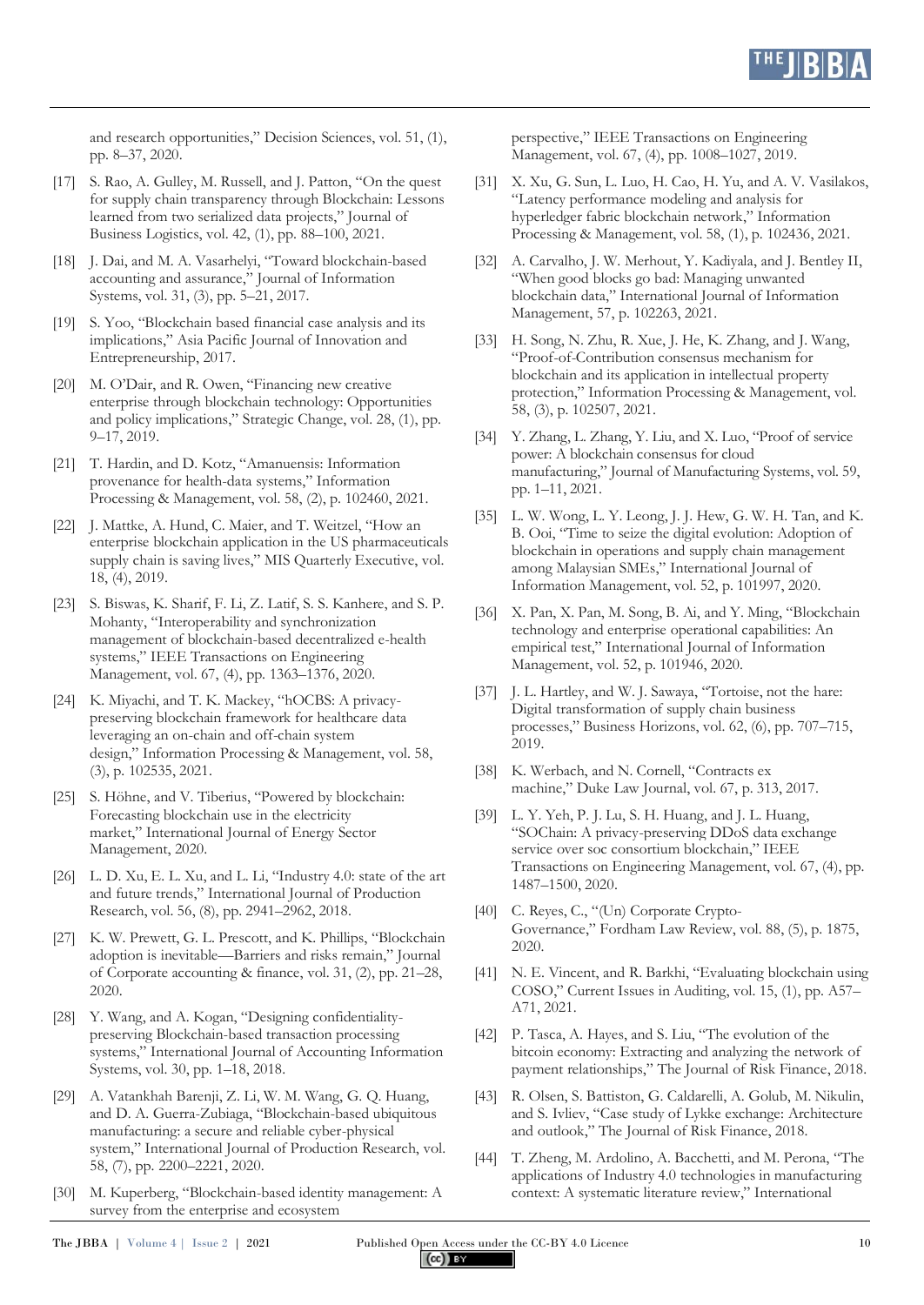and research opportunities," Decision Sciences, vol. 51, (1), pp. 8–37, 2020.

[17] S. Rao, A. Gulley, M. Russell, and J. Patton, "On the quest for supply chain transparency through Blockchain: Lessons learned from two serialized data projects," Journal of Business Logistics, vol. 42, (1), pp. 88–100, 2021.

[18] J. Dai, and M. A. Vasarhelyi, "Toward blockchain-based accounting and assurance," Journal of Information Systems, vol. 31, (3), pp. 5–21, 2017.

[19] S. Yoo, "Blockchain based financial case analysis and its implications," Asia Pacific Journal of Innovation and Entrepreneurship, 2017.

[20] M. O'Dair, and R. Owen, "Financing new creative enterprise through blockchain technology: Opportunities and policy implications," Strategic Change, vol. 28, (1), pp. 9–17, 2019.

[21] T. Hardin, and D. Kotz, "Amanuensis: Information provenance for health-data systems," Information Processing & Management, vol. 58, (2), pp. 102460, 2021.

[22] J. Mattke, A. Hund, C. Maier, and T. Weitzel, "How an enterprise blockchain application in the US pharmaceuticals supply chain is saving lives," MIS Quarterly Executive, vol. 18, (4), 2019.

[23] S. Biswas, K. Sharif, F. Li, Z. Latif, S. S. Kanhere, and S. P. Mohanty, "Interoperability and synchronization management of blockchain-based decentralized e-health systems," IEEE Transactions on Engineering Management, vol. 67, (4), pp. 1363–1376, 2020.

[24] K. Miyachi, and T. K. Mackey, "hOCBS: A privacy-preserving blockchain framework for healthcare data leveraging an on-chain and off-chain system design," Information Processing & Management, vol. 58, (3), p. 102535, 2021.

[25] S. Höhne, and V. Tiberius, "Powered by blockchain: Forecasting blockchain use in the electricity market," International Journal of Energy Sector Management, 2020.

[26] L. D. Xu, E. L. Xu, and L. Li, "Industry 4.0: state of the art and future trends," International Journal of Production Research, vol. 56, (8), pp. 2941–2962, 2018.

[27] K. W. Prewett, G. L. Prescott, and K. Phillips, "Blockchain adoption is inevitable—Barriers and risks remain," Journal of Corporate accounting & finance, vol. 31, (2), pp. 21–28, 2020.

[28] Y. Wang, and A. Kogan, "Designing confidentiality-preserving Blockchain-based transaction processing systems," International Journal of Accounting Information Systems, vol. 30, pp. 1–18, 2018.

[29] A. Vatankhah Barenji, Z. Li, W. M. Wang, G. Q. Huang, and D. A. Guerra-Zubiaga, "Blockchain-based ubiquitous manufacturing: a secure and reliable cyber-physical system," International Journal of Production Research, vol. 58, (7), pp. 2200–2221, 2020.

[30] M. Kuperberg, "Blockchain-based identity management: A survey from the enterprise and ecosystem perspective," IEEE Transactions on Engineering Management, vol. 67, (4), pp. 1008–1027, 2019.

[31] X. Xu, G. Sun, L. Luo, H. Cao, H. Yu, and A. V. Vasilakos, "Latency performance modeling and analysis for hyperledger fabric blockchain network," Information Processing & Management, vol. 58, (1), p. 102436, 2021.

[32] A. Carvalho, J. W. Merhout, Y. Kadiyala, and J. Bentley II, "When good blocks go bad: Managing unwanted blockchain data," International Journal of Information Management, 57, p. 102263, 2021.

[33] H. Song, N. Zhu, R. Xue, J. He, K. Zhang, and J. Wang, "Proof-of-Contribution consensus mechanism for blockchain and its application in intellectual property protection," Information Processing & Management, vol. 58, (3), p. 102507, 2021.

[34] Y. Zhang, L. Zhang, Y. Liu, and X. Luo, "Proof of service power: A blockchain consensus for cloud manufacturing," Journal of Manufacturing Systems, vol. 59, pp. 1–11, 2021.

[35] L. W. Wong, L. Y. Leong, J. J. Hew, G. W. H. Tan, and K. B. Ooi, "Time to seize the digital evolution: Adoption of blockchain in operations and supply chain management among Malaysian SMEs," International Journal of Information Management, vol. 52, p. 101997, 2020.

[36] X. Pan, X. Pan, M. Song, B. Ai, and Y. Ming, "Blockchain technology and enterprise operational capabilities: An empirical test," International Journal of Information Management, vol. 52, p. 101946, 2020.

[37] J. L. Hartley, and W. J. Sawaya, "Tortoise, not the hare: Digital transformation of supply chain business processes," Business Horizons, vol. 62, (6), pp. 707–715, 2019.

[38] K. Werbach, and N. Cornell, "Contracts ex machine," Duke Law Journal, vol. 67, p. 313, 2017.

[39] L. Y. Yeh, P. J. Lu, S. H. Huang, and J. L. Huang, "SOChain: A privacy-preserving DDoS data exchange service over soc consortium blockchain," IEEE Transactions on Engineering Management, vol. 67, (4), pp. 1487–1500, 2020.

[40] C. Reyes, C., "(Un) Corporate Crypto-Governance," Fordham Law Review, vol. 88, (5), p. 1875, 2020.

[41] N. E. Vincent, and R. Barkhi, "Evaluating blockchain using COSO," Current Issues in Auditing, vol. 15, (1), pp. A57–A71, 2021.

[42] P. Tasca, A. Hayes, and S. Liu, "The evolution of the bitcoin economy: Extracting and analyzing the network of payment relationships," The Journal of Risk Finance, 2018.

[43] R. Olsen, S. Battiston, G. Caldarelli, A. Golub, M. Nikulin, and S. Ivliev, "Case study of Lykke exchange: Architecture and outlook," The Journal of Risk Finance, 2018.

[44] T. Zheng, M. Ardolino, A. Bacchetti, and M. Perona, "The applications of Industry 4.0 technologies in manufacturing context: A systematic literature review," International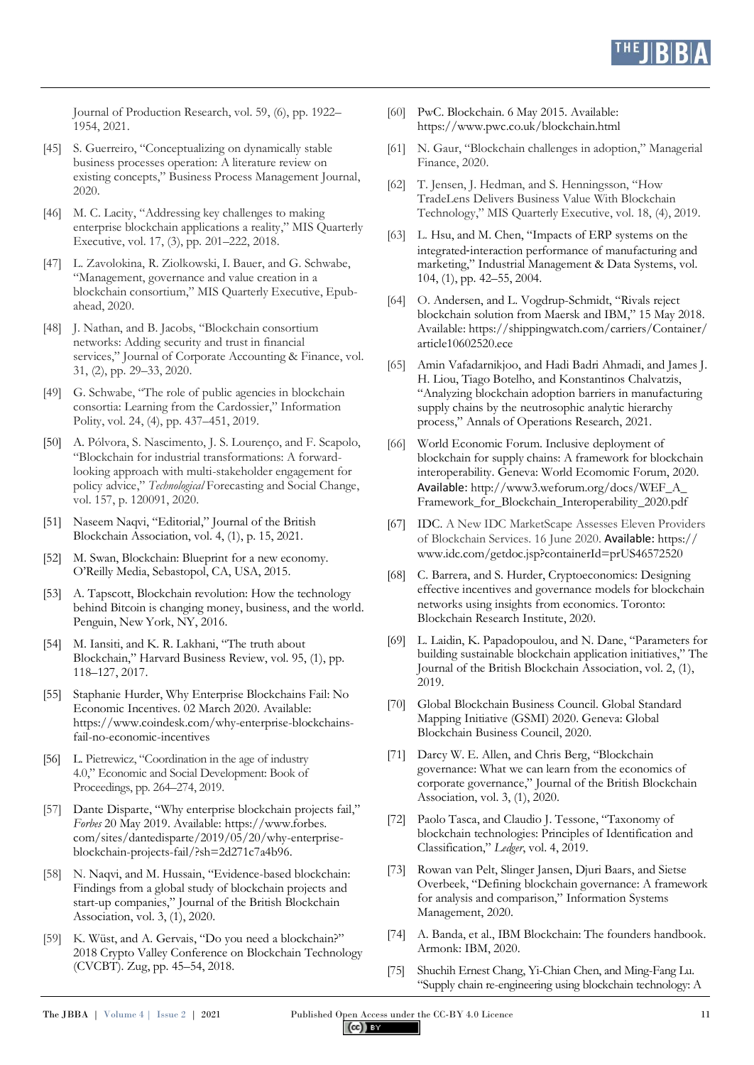Journal of Production Research, vol. 59, (6), pp. 1922–1954, 2021.

[45] S. Guerreiro, "Conceptualizing on dynamically stable business processes operation: A literature review on existing concepts," Business Process Management Journal, 2020.

[46] M. C. Lacity, "Addressing key challenges to making enterprise blockchain applications a reality," MIS Quarterly Executive, vol. 17, (3), pp. 201–222, 2018.

[47] L. Zavolokina, R. Ziolkowski, I. Bauer, and G. Schwabe, "Management, governance and value creation in a blockchain consortium," MIS Quarterly Executive, Epub-ahead, 2020.

[48] J. Nathan, and B. Jacobs, "Blockchain consortium networks: Adding security and trust in financial services," Journal of Corporate Accounting & Finance, vol. 31, (2), pp. 29–33, 2020.

[49] G. Schwabe, "The role of public agencies in blockchain consortia: Learning from the Cardossier," Information Polity, vol. 24, (4), pp. 437–451, 2019.

[50] A. Pólvora, S. Nascimento, J. S. Lourenço, and F. Scapolo, "Blockchain for industrial transformations: A forward-looking approach with multi-stakeholder engagement for policy advice," *Technological* Forecasting and Social Change, vol. 157, p. 120091, 2020.

[51] Naseem Naqvi, "Editorial," Journal of the British Blockchain Association, vol. 4, (1), p. 15, 2021.

[52] M. Swan, Blockchain: Blueprint for a new economy. O'Reilly Media, Sebastopol, CA, USA, 2015.

[53] A. Tapscott, Blockchain revolution: How the technology behind Bitcoin is changing money, business, and the world. Penguin, New York, NY, 2016.

[54] M. Iansiti, and K. R. Lakhani, "The truth about Blockchain," Harvard Business Review, vol. 95, (1), pp. 118–127, 2017.

[55] Staphanie Hurder, Why Enterprise Blockchains Fail: No Economic Incentives. 02 March 2020. Available: https://www.coindesk.com/why-enterprise-blockchains-fail-no-economic-incentives

[56] L. Pietrewicz, "Coordination in the age of industry 4.0," Economic and Social Development: Book of Proceedings, pp. 264–274, 2019.

[57] Dante Disparte, "Why enterprise blockchain projects fail," *Forbes* 20 May 2019. Available: https://www.forbes.com/sites/dantedisparte/2019/05/20/why-enterprise-blockchain-projects-fail/?sh=2d271c7a4b96.

[58] N. Naqvi, and M. Hussain, "Evidence-based blockchain: Findings from a global study of blockchain projects and start-up companies," Journal of the British Blockchain Association, vol. 3, (1), 2020.

[59] K. Wüst, and A. Gervais, "Do you need a blockchain?" 2018 Crypto Valley Conference on Blockchain Technology (CVCBT). Zug, pp. 45–54, 2018.

[60] PwC. Blockchain. 6 May 2015. Available: https://www.pwc.co.uk/blockchain.html

[61] N. Gaur, "Blockchain challenges in adoption," Managerial Finance, 2020.

[62] T. Jensen, J. Hedman, and S. Henningsson, "How TradeLens Delivers Business Value With Blockchain Technology," MIS Quarterly Executive, vol. 18, (4), 2019.

[63] L. Hsu, and M. Chen, "Impacts of ERP systems on the integrated-interaction performance of manufacturing and marketing," Industrial Management & Data Systems, vol. 104, (1), pp. 42–55, 2004.

[64] O. Andersen, and L. Vogdrup-Schmidt, "Rivals reject blockchain solution from Maersk and IBM," 15 May 2018. Available: https://shippingwatch.com/carriers/Container/article10602520.ece

[65] Amin Vafadarnikjoo, and Hadi Badri Ahmadi, and James J. H. Liou, Tiago Botelho, and Konstantinos Chalvatzis, "Analyzing blockchain adoption barriers in manufacturing supply chains by the neutrosophic analytic hierarchy process," Annals of Operations Research, 2021.

[66] World Economic Forum. Inclusive deployment of blockchain for supply chains: A framework for blockchain interoperability. Geneva: World Ecomomic Forum, 2020. Available: http://www3.weforum.org/docs/WEF_A_Framework_for_Blockchain_Interoperability_2020.pdf

[67] IDC. A New IDC MarketScape Assesses Eleven Providers of Blockchain Services. 16 June 2020. Available: https://www.idc.com/getdoc.jsp?containerId=prUS46572520

[68] C. Barrera, and S. Hurder, Cryptoeconomics: Designing effective incentives and governance models for blockchain networks using insights from economics. Toronto: Blockchain Research Institute, 2020.

[69] L. Laidin, K. Papadopoulou, and N. Dane, "Parameters for building sustainable blockchain application initiatives," The Journal of the British Blockchain Association, vol. 2, (1), 2019.

[70] Global Blockchain Business Council. Global Standard Mapping Initiative (GSMI) 2020. Geneva: Global Blockchain Business Council, 2020.

[71] Darcy W. E. Allen, and Chris Berg, "Blockchain governance: What we can learn from the economics of corporate governance," Journal of the British Blockchain Association, vol. 3, (1), 2020.

[72] Paolo Tasca, and Claudio J. Tessone, "Taxonomy of blockchain technologies: Principles of Identification and Classification," *Ledger*, vol. 4, 2019.

[73] Rowan van Pelt, Slinger Jansen, Djuri Baars, and Sietse Overbeek, "Defining blockchain governance: A framework for analysis and comparison," Information Systems Management, 2020.

[74] A. Banda, et al., IBM Blockchain: The founders handbook. Armonk: IBM, 2020.

[75] Shuchih Ernest Chang, Yi-Chian Chen, and Ming-Fang Lu. "Supply chain re-engineering using blockchain technology: A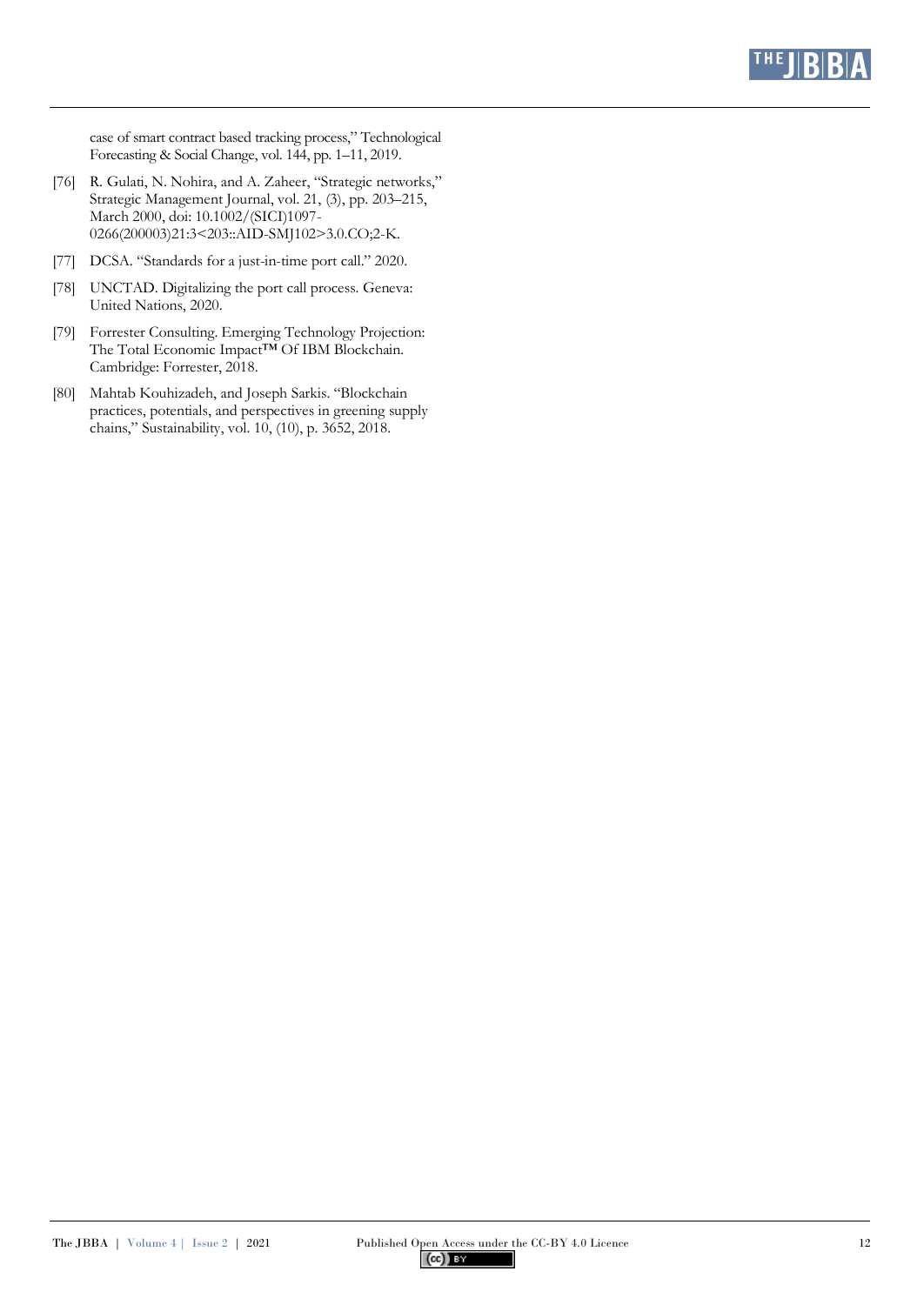case of smart contract based tracking process," Technological Forecasting & Social Change, vol. 144, pp. 1–11, 2019.

[76] R. Gulati, N. Nohira, and A. Zaheer, "Strategic networks," Strategic Management Journal, vol. 21, (3), pp. 203–215, March 2000, doi: 10.1002/(SICI)1097-0266(200003)21:3<203::AID-SMJ102>3.0.CO;2-K.

[77] DCSA. "Standards for a just-in-time port call." 2020.

[78] UNCTAD. Digitalizing the port call process. Geneva: United Nations, 2020.

[79] Forrester Consulting. Emerging Technology Projection: The Total Economic Impact™ Of IBM Blockchain. Cambridge: Forrester, 2018.

[80] Mahtab Kouhizadeh, and Joseph Sarkis. "Blockchain practices, potentials, and perspectives in greening supply chains," Sustainability, vol. 10, (10), p. 3652, 2018.